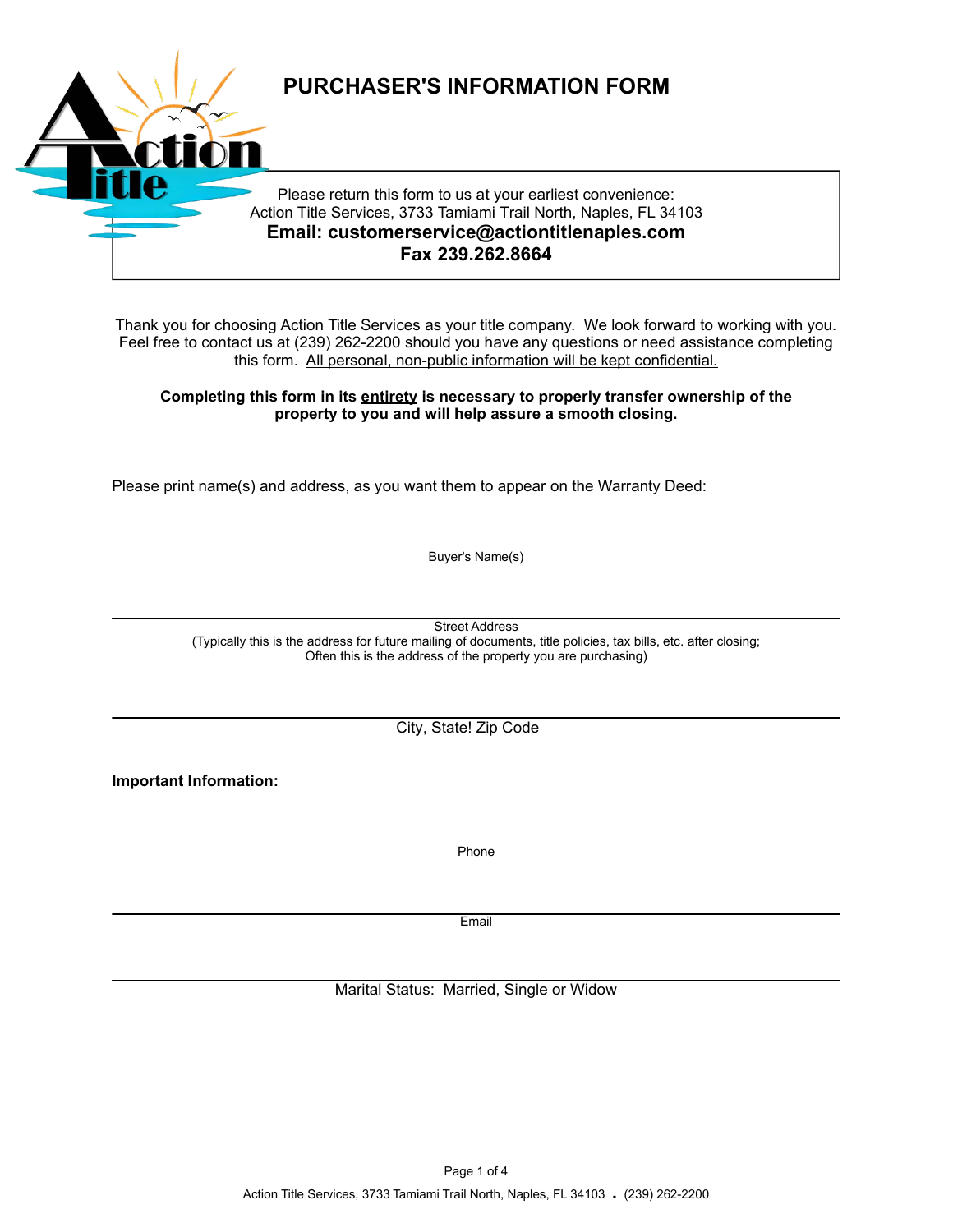# PURCHASER'S INFORMATION FORM

Please return this form to us at your earliest convenience:
Action Title Services, 3733 Tamiami Trail North, Naples, FL 34103
**Email: customerservice@actiontitlenaples.com**
**Fax 239.262.8664**

Thank you for choosing Action Title Services as your title company. We look forward to working with you. Feel free to contact us at (239) 262-2200 should you have any questions or need assistance completing this form. All personal, non-public information will be kept confidential.

**Completing this form in its entirety is necessary to properly transfer ownership of the property to you and will help assure a smooth closing.**

Please print name(s) and address, as you want them to appear on the Warranty Deed:

\_\_\_\_\_\_\_\_\_\_\_\_\_\_\_\_\_\_\_\_\_\_\_\_\_\_\_\_\_\_\_\_\_\_\_\_\_\_\_\_
Buyer's Name(s)

\_\_\_\_\_\_\_\_\_\_\_\_\_\_\_\_\_\_\_\_\_\_\_\_\_\_\_\_\_\_\_\_\_\_\_\_\_\_\_\_
Street Address
(Typically this is the address for future mailing of documents, title policies, tax bills, etc. after closing; Often this is the address of the property you are purchasing)

\_\_\_\_\_\_\_\_\_\_\_\_\_\_\_\_\_\_\_\_\_\_\_\_\_\_\_\_\_\_\_\_\_\_\_\_\_\_\_\_
City, State! Zip Code

**Important Information:**

\_\_\_\_\_\_\_\_\_\_\_\_\_\_\_\_\_\_\_\_\_\_\_\_\_\_\_\_\_\_\_\_\_\_\_\_\_\_\_\_
Phone

\_\_\_\_\_\_\_\_\_\_\_\_\_\_\_\_\_\_\_\_\_\_\_\_\_\_\_\_\_\_\_\_\_\_\_\_\_\_\_\_
Email

\_\_\_\_\_\_\_\_\_\_\_\_\_\_\_\_\_\_\_\_\_\_\_\_\_\_\_\_\_\_\_\_\_\_\_\_\_\_\_\_
Marital Status: Married, Single or Widow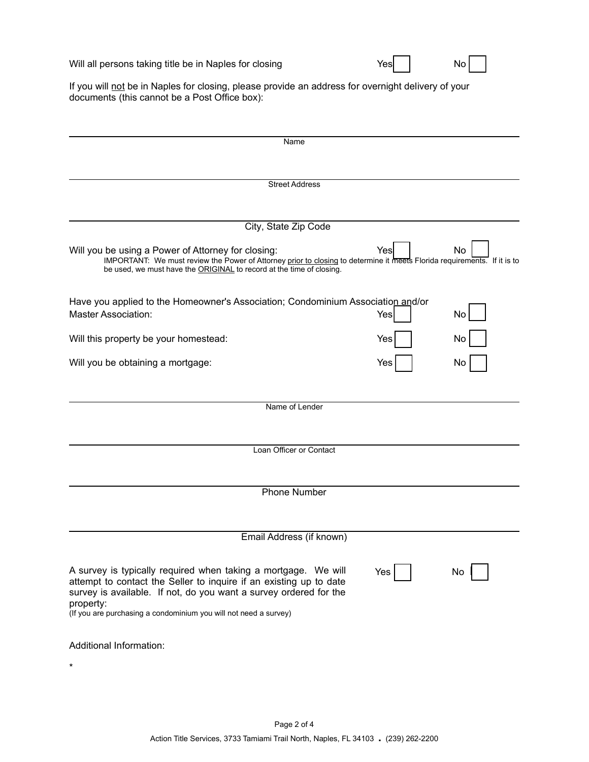Will all persons taking title be in Naples for closing Yes ☐ No ☐

If you will <u>not</u> be in Naples for closing, please provide an address for overnight delivery of your documents (this cannot be a Post Office box):

\_\_\_\_\_\_\_\_\_\_\_\_\_\_\_\_\_\_\_\_\_\_\_\_\_\_\_\_\_\_\_\_\_\_\_\_\_\_\_\_
Name

\_\_\_\_\_\_\_\_\_\_\_\_\_\_\_\_\_\_\_\_\_\_\_\_\_\_\_\_\_\_\_\_\_\_\_\_\_\_\_\_
Street Address

\_\_\_\_\_\_\_\_\_\_\_\_\_\_\_\_\_\_\_\_\_\_\_\_\_\_\_\_\_\_\_\_\_\_\_\_\_\_\_\_
City, State Zip Code

Will you be using a Power of Attorney for closing: Yes ☐ No ☐

IMPORTANT: We must review the Power of Attorney <u>prior to closing</u> to determine it meets Florida requirements. If it is to be used, we must have the <u>ORIGINAL</u> to record at the time of closing.

Have you applied to the Homeowner's Association; Condominium Association and/or Master Association: Yes ☐ No ☐

Will this property be your homestead: Yes ☐ No ☐

Will you be obtaining a mortgage: Yes ☐ No ☐

\_\_\_\_\_\_\_\_\_\_\_\_\_\_\_\_\_\_\_\_\_\_\_\_\_\_\_\_\_\_\_\_\_\_\_\_\_\_\_\_
Name of Lender

\_\_\_\_\_\_\_\_\_\_\_\_\_\_\_\_\_\_\_\_\_\_\_\_\_\_\_\_\_\_\_\_\_\_\_\_\_\_\_\_
Loan Officer or Contact

\_\_\_\_\_\_\_\_\_\_\_\_\_\_\_\_\_\_\_\_\_\_\_\_\_\_\_\_\_\_\_\_\_\_\_\_\_\_\_\_
Phone Number

\_\_\_\_\_\_\_\_\_\_\_\_\_\_\_\_\_\_\_\_\_\_\_\_\_\_\_\_\_\_\_\_\_\_\_\_\_\_\_\_
Email Address (if known)

A survey is typically required when taking a mortgage. We will attempt to contact the Seller to inquire if an existing up to date survey is available. If not, do you want a survey ordered for the property: Yes ☐ No ☐

(If you are purchasing a condominium you will not need a survey)

Additional Information:

*

Action Title Services, 3733 Tamiami Trail North, Naples, FL 34103 . (239) 262-2200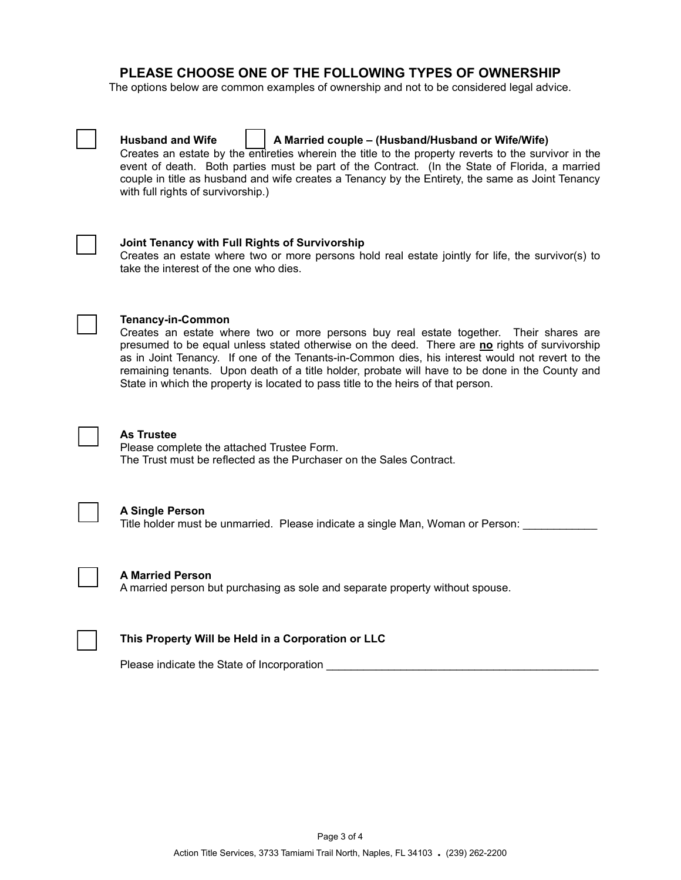## PLEASE CHOOSE ONE OF THE FOLLOWING TYPES OF OWNERSHIP

The options below are common examples of ownership and not to be considered legal advice.

☐ **Husband and Wife** ☐ **A Married couple – (Husband/Husband or Wife/Wife)**
Creates an estate by the entireties wherein the title to the property reverts to the survivor in the event of death. Both parties must be part of the Contract. (In the State of Florida, a married couple in title as husband and wife creates a Tenancy by the Entirety, the same as Joint Tenancy with full rights of survivorship.)

☐ **Joint Tenancy with Full Rights of Survivorship**
Creates an estate where two or more persons hold real estate jointly for life, the survivor(s) to take the interest of the one who dies.

☐ **Tenancy-in-Common**
Creates an estate where two or more persons buy real estate together. Their shares are presumed to be equal unless stated otherwise on the deed. There are **<u>no</u>** rights of survivorship as in Joint Tenancy. If one of the Tenants-in-Common dies, his interest would not revert to the remaining tenants. Upon death of a title holder, probate will have to be done in the County and State in which the property is located to pass title to the heirs of that person.

☐ **As Trustee**
Please complete the attached Trustee Form.
The Trust must be reflected as the Purchaser on the Sales Contract.

☐ **A Single Person**
Title holder must be unmarried. Please indicate a single Man, Woman or Person: ____________

☐ **A Married Person**
A married person but purchasing as sole and separate property without spouse.

☐ **This Property Will be Held in a Corporation or LLC**

Please indicate the State of Incorporation ____________________________________________

Action Title Services, 3733 Tamiami Trail North, Naples, FL 34103 . (239) 262-2200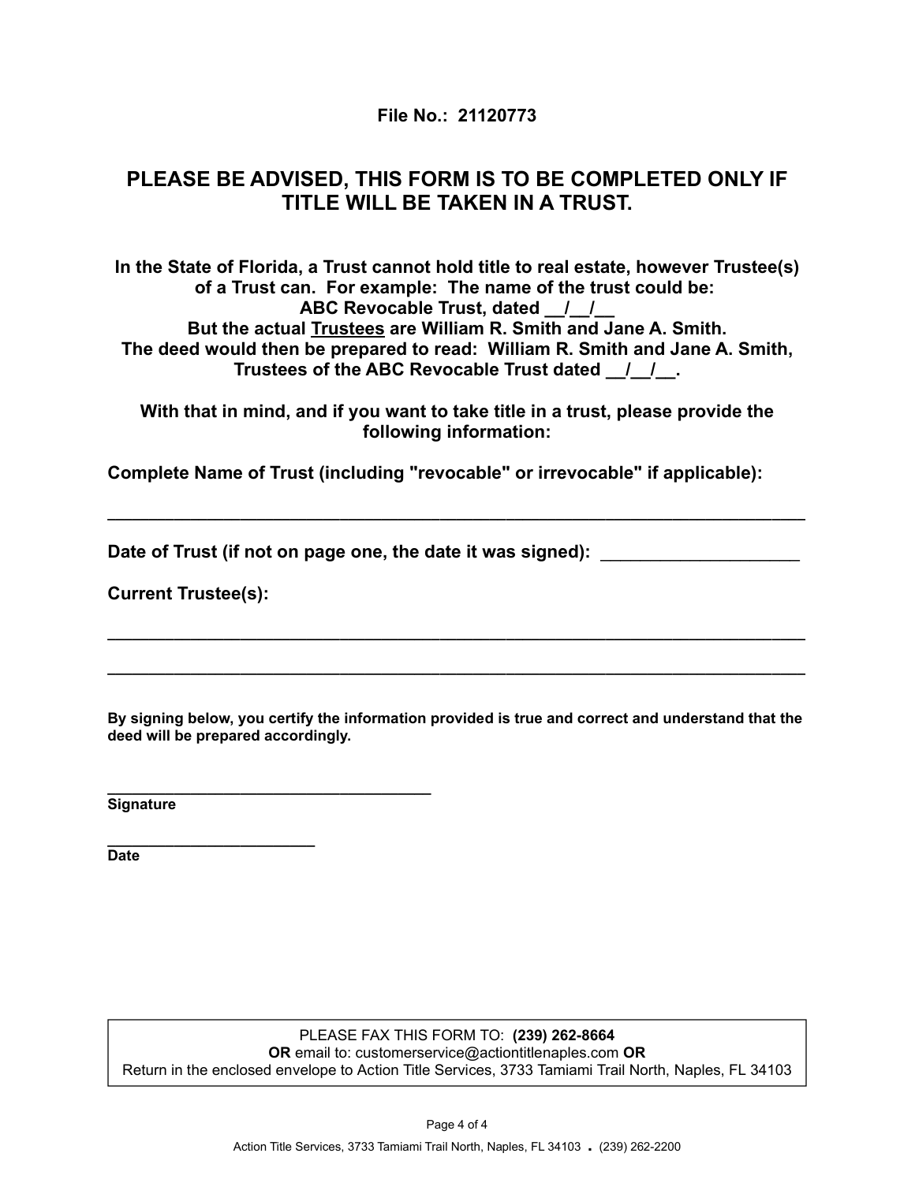**File No.: 21120773**

## PLEASE BE ADVISED, THIS FORM IS TO BE COMPLETED ONLY IF TITLE WILL BE TAKEN IN A TRUST.

**In the State of Florida, a Trust cannot hold title to real estate, however Trustee(s) of a Trust can. For example: The name of the trust could be:**
**ABC Revocable Trust, dated __/__/__**
**But the actual Trustees are William R. Smith and Jane A. Smith.**
**The deed would then be prepared to read: William R. Smith and Jane A. Smith, Trustees of the ABC Revocable Trust dated __/__/__.**

**With that in mind, and if you want to take title in a trust, please provide the following information:**

**Complete Name of Trust (including "revocable" or irrevocable" if applicable):**

_______________________________________________________________________

**Date of Trust (if not on page one, the date it was signed):** ____________________

**Current Trustee(s):**

_______________________________________________________________________

_______________________________________________________________________

**By signing below, you certify the information provided is true and correct and understand that the deed will be prepared accordingly.**

_____________________________________
**Signature**

________________________
**Date**

PLEASE FAX THIS FORM TO: **(239) 262-8664**
**OR** email to: customerservice@actiontitlenaples.com **OR**
Return in the enclosed envelope to Action Title Services, 3733 Tamiami Trail North, Naples, FL 34103